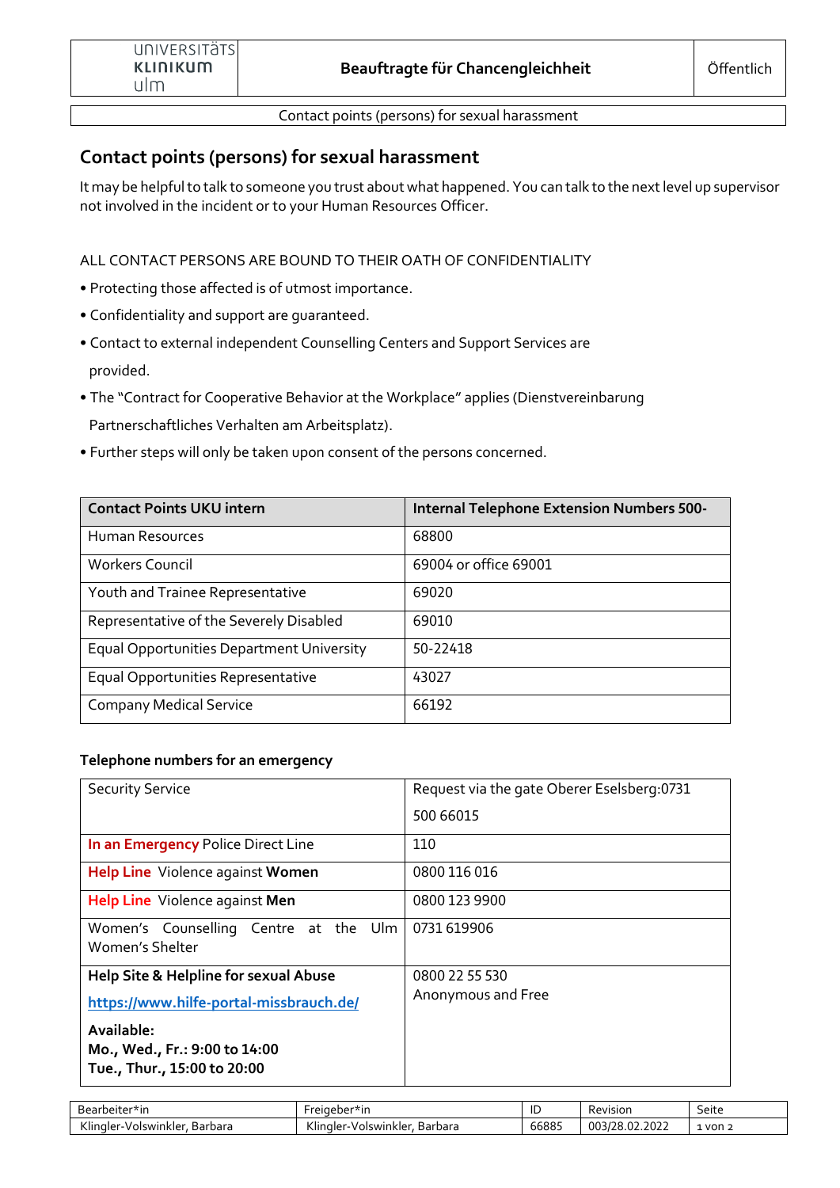## Contact points (persons) for sexual harassment

It may be helpful to talk to someone you trust about what happened. You can talk to the next level up supervisor not involved in the incident or to your Human Resources Officer.

ALL CONTACT PERSONS ARE BOUND TO THEIR OATH OF CONFIDENTIALITY

- Protecting those affected is of utmost importance.
- Confidentiality and support are guaranteed.
- Contact to external independent Counselling Centers and Support Services are provided.
- The "Contract for Cooperative Behavior at the Workplace" applies (Dienstvereinbarung Partnerschaftliches Verhalten am Arbeitsplatz).
- Further steps will only be taken upon consent of the persons concerned.

| Contact Points UKU intern | Internal Telephone Extension Numbers 500- |
|---|---|
| Human Resources | 68800 |
| Workers Council | 69004 or office 69001 |
| Youth and Trainee Representative | 69020 |
| Representative of the Severely Disabled | 69010 |
| Equal Opportunities Department University | 50-22418 |
| Equal Opportunities Representative | 43027 |
| Company Medical Service | 66192 |

**Telephone numbers for an emergency**

| | |
|---|---|
| Security Service | Request via the gate Oberer Eselsberg:0731 500 66015 |
| **In an Emergency** Police Direct Line | 110 |
| **Help Line** Violence against **Women** | 0800 116 016 |
| **Help Line** Violence against **Men** | 0800 123 9900 |
| Women's Counselling Centre at the Ulm Women's Shelter | 0731 619906 |
| **Help Site & Helpline for sexual Abuse** https://www.hilfe-portal-missbrauch.de/ **Available: Mo., Wed., Fr.: 9:00 to 14:00 Tue., Thur., 15:00 to 20:00** | 0800 22 55 530 Anonymous and Free |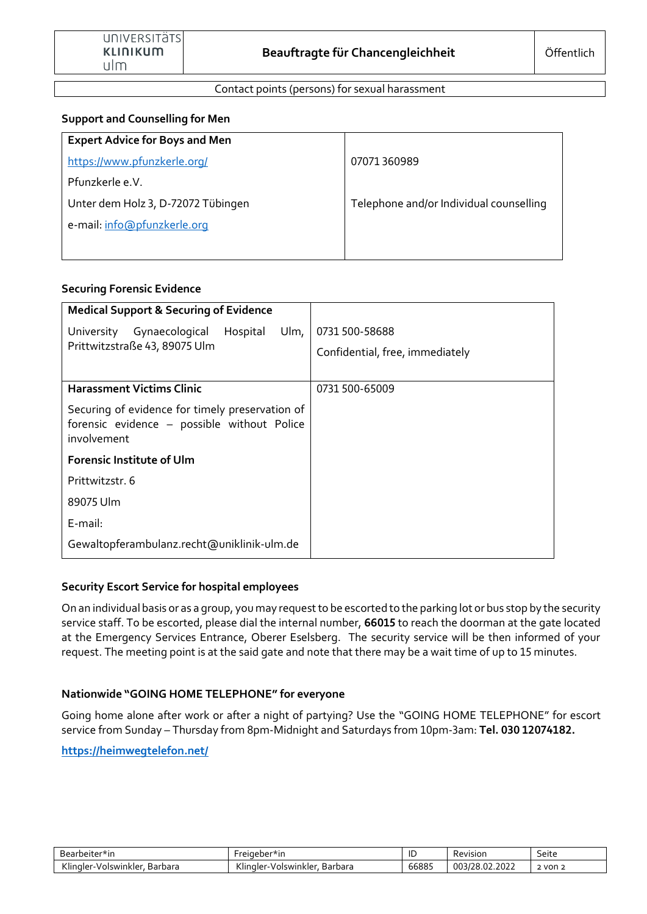Contact points (persons) for sexual harassment

## Support and Counselling for Men

| | |
|---|---|
| **Expert Advice for Boys and Men**<br>https://www.pfunzkerle.org/<br>Pfunzkerle e.V.<br>Unter dem Holz 3, D-72072 Tübingen<br>e-mail: info@pfunzkerle.org | 07071 360989<br>Telephone and/or Individual counselling |

## Securing Forensic Evidence

| | |
|---|---|
| **Medical Support & Securing of Evidence**<br>University Gynaecological Hospital Ulm, Prittwitzstraße 43, 89075 Ulm | 0731 500-58688<br>Confidential, free, immediately |
| **Harassment Victims Clinic**<br>Securing of evidence for timely preservation of forensic evidence – possible without Police involvement<br>**Forensic Institute of Ulm**<br>Prittwitzstr. 6<br>89075 Ulm<br>E-mail:<br>Gewaltopferambulanz.recht@uniklinik-ulm.de | 0731 500-65009 |

## Security Escort Service for hospital employees

On an individual basis or as a group, you may request to be escorted to the parking lot or bus stop by the security service staff. To be escorted, please dial the internal number, **66015** to reach the doorman at the gate located at the Emergency Services Entrance, Oberer Eselsberg. The security service will be then informed of your request. The meeting point is at the said gate and note that there may be a wait time of up to 15 minutes.

## Nationwide "GOING HOME TELEPHONE" for everyone

Going home alone after work or after a night of partying? Use the "GOING HOME TELEPHONE" for escort service from Sunday – Thursday from 8pm-Midnight and Saturdays from 10pm-3am: **Tel. 030 12074182.**

**https://heimwegtelefon.net/**

| Bearbeiter*in | Freigeber*in | ID | Revision |
|---|---|---|---|
| Klingler-Volswinkler, Barbara | Klingler-Volswinkler, Barbara | 66885 | 003/28.02.2022 |